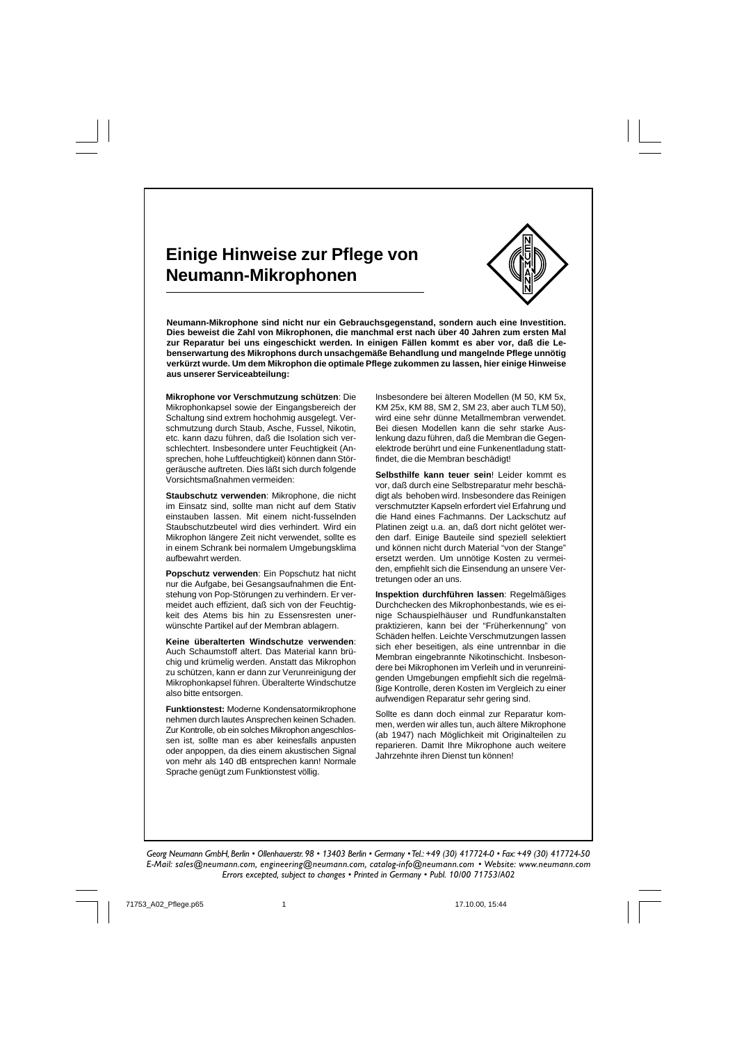# Einige Hinweise zur Pflege von Neumann-Mikrophonen

**Neumann-Mikrophone sind nicht nur ein Gebrauchsgegenstand, sondern auch eine Investition. Dies beweist die Zahl von Mikrophonen, die manchmal erst nach über 40 Jahren zum ersten Mal zur Reparatur bei uns eingeschickt werden. In einigen Fällen kommt es aber vor, daß die Lebenserwartung des Mikrophons durch unsachgemäße Behandlung und mangelnde Pflege unnötig verkürzt wurde. Um dem Mikrophon die optimale Pflege zukommen zu lassen, hier einige Hinweise aus unserer Serviceabteilung:**

**Mikrophone vor Verschmutzung schützen**: Die Mikrophonkapsel sowie der Eingangsbereich der Schaltung sind extrem hochohmig ausgelegt. Verschmutzung durch Staub, Asche, Fussel, Nikotin, etc. kann dazu führen, daß die Isolation sich verschlechtert. Insbesondere unter Feuchtigkeit (Ansprechen, hohe Luftfeuchtigkeit) können dann Störgeräusche auftreten. Dies läßt sich durch folgende Vorsichtsmaßnahmen vermeiden:

**Staubschutz verwenden**: Mikrophone, die nicht im Einsatz sind, sollte man nicht auf dem Stativ einstauben lassen. Mit einem nicht-fusselnden Staubschutzbeutel wird dies verhindert. Wird ein Mikrophon längere Zeit nicht verwendet, sollte es in einem Schrank bei normalem Umgebungsklima aufbewahrt werden.

**Popschutz verwenden**: Ein Popschutz hat nicht nur die Aufgabe, bei Gesangsaufnahmen die Entstehung von Pop-Störungen zu verhindern. Er vermeidet auch effizient, daß sich von der Feuchtigkeit des Atems bis hin zu Essensresten unerwünschte Partikel auf der Membran ablagern.

**Keine überalterten Windschutze verwenden**: Auch Schaumstoff altert. Das Material kann brüchig und krümelig werden. Anstatt das Mikrophon zu schützen, kann er dann zur Verunreinigung der Mikrophonkapsel führen. Überalterte Windschutze also bitte entsorgen.

**Funktionstest:** Moderne Kondensatormikrophone nehmen durch lautes Ansprechen keinen Schaden. Zur Kontrolle, ob ein solches Mikrophon angeschlossen ist, sollte man es aber keinesfalls anpusten oder anpoppen, da dies einem akustischen Signal von mehr als 140 dB entsprechen kann! Normale Sprache genügt zum Funktionstest völlig.

Insbesondere bei älteren Modellen (M 50, KM 5x, KM 25x, KM 88, SM 2, SM 23, aber auch TLM 50), wird eine sehr dünne Metallmembran verwendet. Bei diesen Modellen kann die sehr starke Auslenkung dazu führen, daß die Membran die Gegenelektrode berührt und eine Funkenentladung stattfindet, die die Membran beschädigt!

**Selbsthilfe kann teuer sein**! Leider kommt es vor, daß durch eine Selbstreparatur mehr beschädigt als behoben wird. Insbesondere das Reinigen verschmutzter Kapseln erfordert viel Erfahrung und die Hand eines Fachmanns. Der Lackschutz auf Platinen zeigt u.a. an, daß dort nicht gelötet werden darf. Einige Bauteile sind speziell selektiert und können nicht durch Material "von der Stange" ersetzt werden. Um unnötige Kosten zu vermeiden, empfiehlt sich die Einsendung an unsere Vertretungen oder an uns.

**Inspektion durchführen lassen**: Regelmäßiges Durchchecken des Mikrophonbestands, wie es einige Schauspielhäuser und Rundfunkanstalten praktizieren, kann bei der "Früherkennung" von Schäden helfen. Leichte Verschmutzungen lassen sich eher beseitigen, als eine untrennbar in die Membran eingebrannte Nikotinschicht. Insbesondere bei Mikrophonen im Verleih und in verunreinigenden Umgebungen empfiehlt sich die regelmäßige Kontrolle, deren Kosten im Vergleich zu einer aufwendigen Reparatur sehr gering sind.

Sollte es dann doch einmal zur Reparatur kommen, werden wir alles tun, auch ältere Mikrophone (ab 1947) nach Möglichkeit mit Originalteilen zu reparieren. Damit Ihre Mikrophone auch weitere Jahrzehnte ihren Dienst tun können!

*Georg Neumann GmbH, Berlin • Ollenhauerstr. 98 • 13403 Berlin • Germany • Tel.: +49 (30) 417724-0 • Fax: +49 (30) 417724-50*
*E-Mail: sales@neumann.com, engineering@neumann.com, catalog-info@neumann.com • Website: www.neumann.com*
*Errors excepted, subject to changes • Printed in Germany • Publ. 10/00 71753/A02*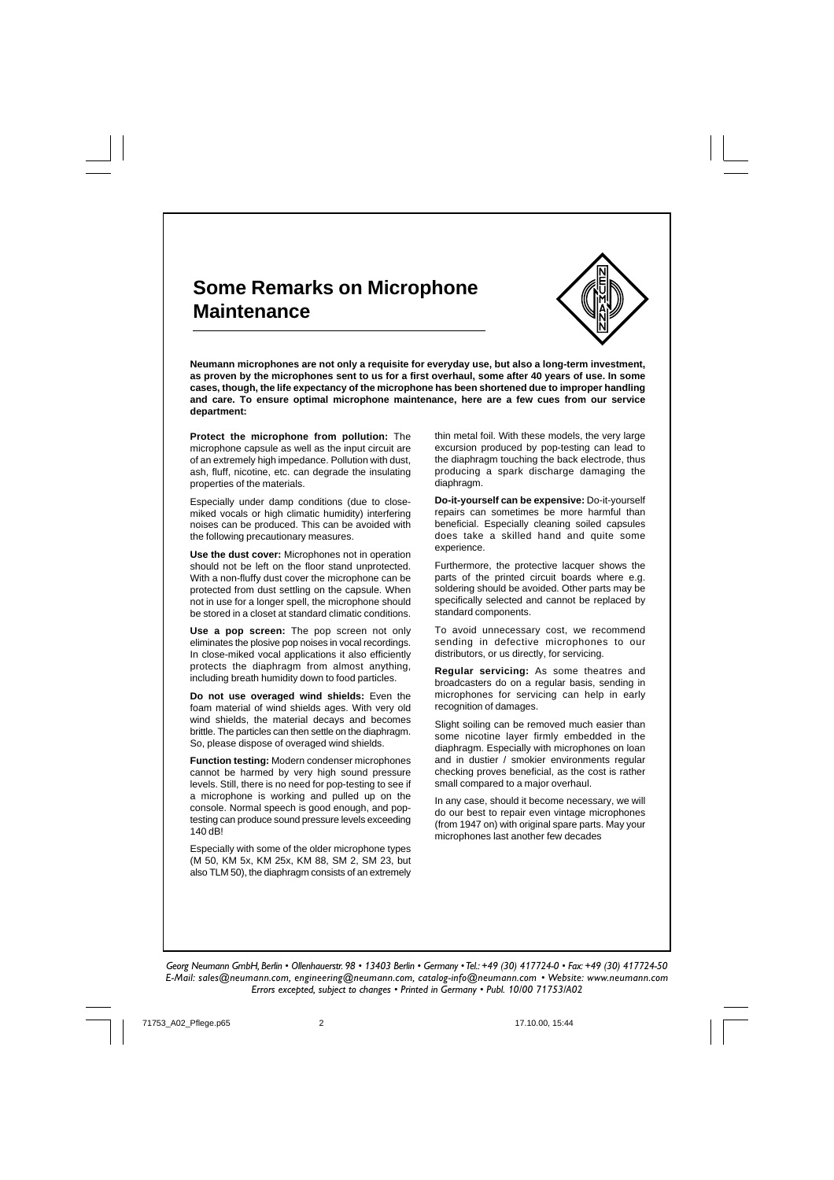# Some Remarks on Microphone Maintenance

**Neumann microphones are not only a requisite for everyday use, but also a long-term investment, as proven by the microphones sent to us for a first overhaul, some after 40 years of use. In some cases, though, the life expectancy of the microphone has been shortened due to improper handling and care. To ensure optimal microphone maintenance, here are a few cues from our service department:**

**Protect the microphone from pollution:** The microphone capsule as well as the input circuit are of an extremely high impedance. Pollution with dust, ash, fluff, nicotine, etc. can degrade the insulating properties of the materials.

Especially under damp conditions (due to close-miked vocals or high climatic humidity) interfering noises can be produced. This can be avoided with the following precautionary measures.

**Use the dust cover:** Microphones not in operation should not be left on the floor stand unprotected. With a non-fluffy dust cover the microphone can be protected from dust settling on the capsule. When not in use for a longer spell, the microphone should be stored in a closet at standard climatic conditions.

**Use a pop screen:** The pop screen not only eliminates the plosive pop noises in vocal recordings. In close-miked vocal applications it also efficiently protects the diaphragm from almost anything, including breath humidity down to food particles.

**Do not use overaged wind shields:** Even the foam material of wind shields ages. With very old wind shields, the material decays and becomes brittle. The particles can then settle on the diaphragm. So, please dispose of overaged wind shields.

**Function testing:** Modern condenser microphones cannot be harmed by very high sound pressure levels. Still, there is no need for pop-testing to see if a microphone is working and pulled up on the console. Normal speech is good enough, and pop-testing can produce sound pressure levels exceeding 140 dB!

Especially with some of the older microphone types (M 50, KM 5x, KM 25x, KM 88, SM 2, SM 23, but also TLM 50), the diaphragm consists of an extremely thin metal foil. With these models, the very large excursion produced by pop-testing can lead to the diaphragm touching the back electrode, thus producing a spark discharge damaging the diaphragm.

**Do-it-yourself can be expensive:** Do-it-yourself repairs can sometimes be more harmful than beneficial. Especially cleaning soiled capsules does take a skilled hand and quite some experience.

Furthermore, the protective lacquer shows the parts of the printed circuit boards where e.g. soldering should be avoided. Other parts may be specifically selected and cannot be replaced by standard components.

To avoid unnecessary cost, we recommend sending in defective microphones to our distributors, or us directly, for servicing.

**Regular servicing:** As some theatres and broadcasters do on a regular basis, sending in microphones for servicing can help in early recognition of damages.

Slight soiling can be removed much easier than some nicotine layer firmly embedded in the diaphragm. Especially with microphones on loan and in dustier / smokier environments regular checking proves beneficial, as the cost is rather small compared to a major overhaul.

In any case, should it become necessary, we will do our best to repair even vintage microphones (from 1947 on) with original spare parts. May your microphones last another few decades

*Georg Neumann GmbH, Berlin • Ollenhauerstr. 98 • 13403 Berlin • Germany • Tel.: +49 (30) 417724-0 • Fax: +49 (30) 417724-50*
*E-Mail: sales@neumann.com, engineering@neumann.com, catalog-info@neumann.com • Website: www.neumann.com*
*Errors excepted, subject to changes • Printed in Germany • Publ. 10/00 71753/A02*